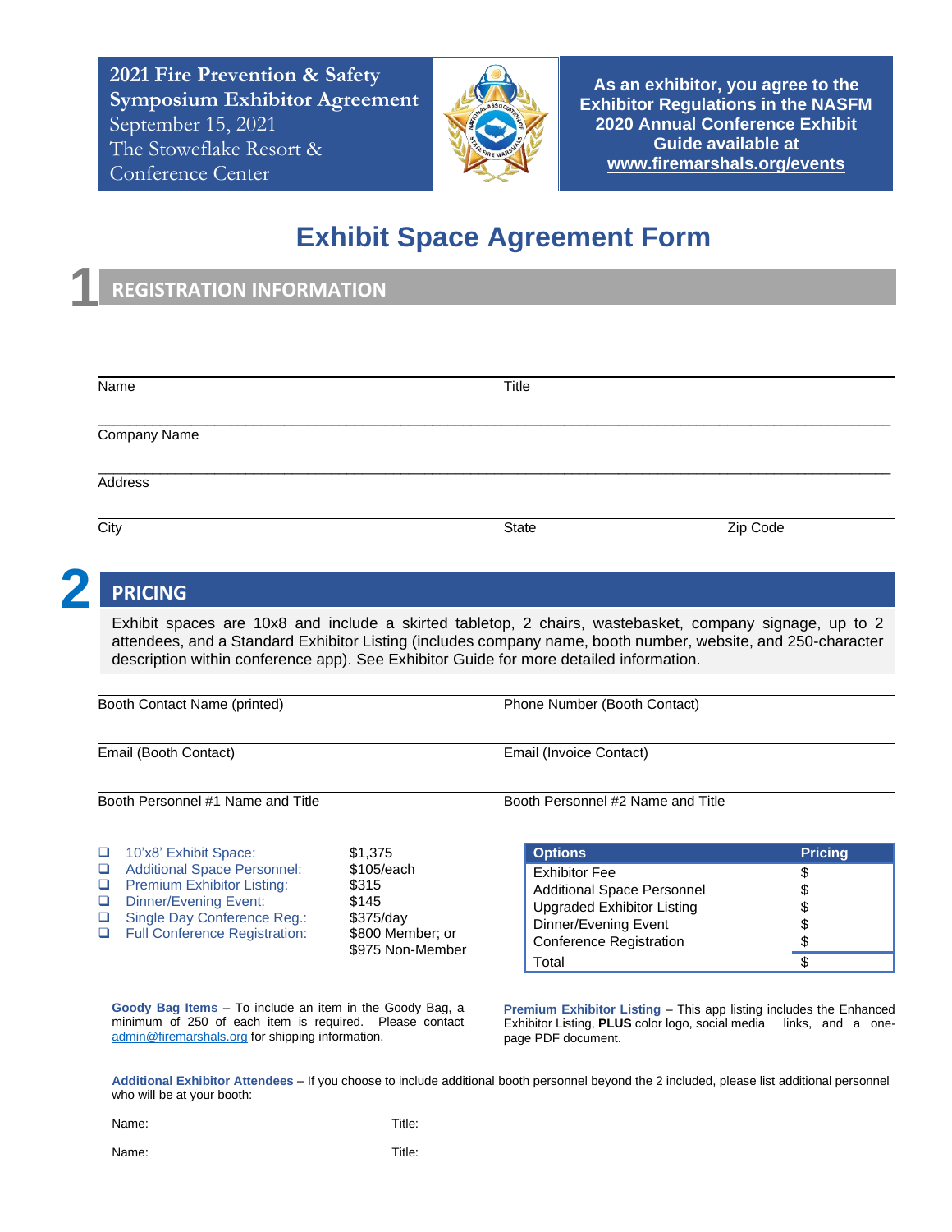**2021 Fire Prevention & Safety Symposium Exhibitor Agreement**
September 15, 2021
The Stoweflake Resort & Conference Center

**As an exhibitor, you agree to the Exhibitor Regulations in the NASFM 2020 Annual Conference Exhibit Guide available at www.firemarshals.org/events**

# Exhibit Space Agreement Form

## 1 REGISTRATION INFORMATION

Name _______________ Title _______________

Company Name _______________

Address _______________

City _______________ State _______________ Zip Code _______________

## 2 PRICING

Exhibit spaces are 10x8 and include a skirted tabletop, 2 chairs, wastebasket, company signage, up to 2 attendees, and a Standard Exhibitor Listing (includes company name, booth number, website, and 250-character description within conference app). See Exhibitor Guide for more detailed information.

Booth Contact Name (printed) _______________ Phone Number (Booth Contact) _______________

Email (Booth Contact) _______________ Email (Invoice Contact) _______________

Booth Personnel #1 Name and Title _______________ Booth Personnel #2 Name and Title _______________

- ❑ 10'x8' Exhibit Space: $1,375
- ❑ Additional Space Personnel: $105/each
- ❑ Premium Exhibitor Listing: $315
- ❑ Dinner/Evening Event: $145
- ❑ Single Day Conference Reg.: $375/day
- ❑ Full Conference Registration: $800 Member; or $975 Non-Member

| Options | Pricing |
| --- | --- |
| Exhibitor Fee | $ |
| Additional Space Personnel | $ |
| Upgraded Exhibitor Listing | $ |
| Dinner/Evening Event | $ |
| Conference Registration | $ |
| Total | $ |

**Goody Bag Items** – To include an item in the Goody Bag, a minimum of 250 of each item is required. Please contact admin@firemarshals.org for shipping information.

**Premium Exhibitor Listing** – This app listing includes the Enhanced Exhibitor Listing, **PLUS** color logo, social media links, and a one-page PDF document.

**Additional Exhibitor Attendees** – If you choose to include additional booth personnel beyond the 2 included, please list additional personnel who will be at your booth:

Name: _______________ Title: _______________

Name: _______________ Title: _______________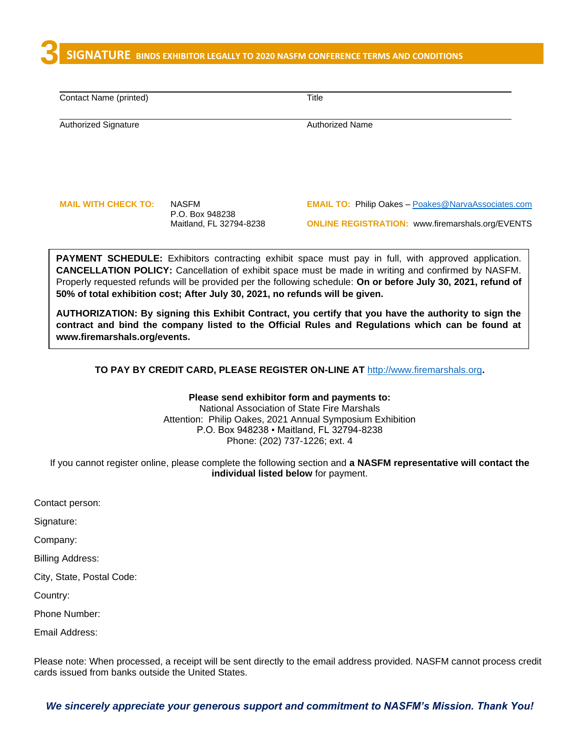## 3 SIGNATURE BINDS EXHIBITOR LEGALLY TO 2020 NASFM CONFERENCE TERMS AND CONDITIONS

Contact Name (printed) ____________________ Title ____________________

Authorized Signature ____________________ Authorized Name ____________________

**MAIL WITH CHECK TO:** NASFM
P.O. Box 948238
Maitland, FL 32794-8238

**EMAIL TO:** Philip Oakes – Poakes@NarvaAssociates.com

**ONLINE REGISTRATION:** www.firemarshals.org/EVENTS

**PAYMENT SCHEDULE:** Exhibitors contracting exhibit space must pay in full, with approved application. **CANCELLATION POLICY:** Cancellation of exhibit space must be made in writing and confirmed by NASFM. Properly requested refunds will be provided per the following schedule: **On or before July 30, 2021, refund of 50% of total exhibition cost; After July 30, 2021, no refunds will be given.**

**AUTHORIZATION: By signing this Exhibit Contract, you certify that you have the authority to sign the contract and bind the company listed to the Official Rules and Regulations which can be found at www.firemarshals.org/events.**

**TO PAY BY CREDIT CARD, PLEASE REGISTER ON-LINE AT** http://www.firemarshals.org**.**

**Please send exhibitor form and payments to:**
National Association of State Fire Marshals
Attention: Philip Oakes, 2021 Annual Symposium Exhibition
P.O. Box 948238 ▪ Maitland, FL 32794-8238
Phone: (202) 737-1226; ext. 4

If you cannot register online, please complete the following section and **a NASFM representative will contact the individual listed below** for payment.

Contact person:

Signature:

Company:

Billing Address:

City, State, Postal Code:

Country:

Phone Number:

Email Address:

Please note: When processed, a receipt will be sent directly to the email address provided. NASFM cannot process credit cards issued from banks outside the United States.

***We sincerely appreciate your generous support and commitment to NASFM's Mission. Thank You!***